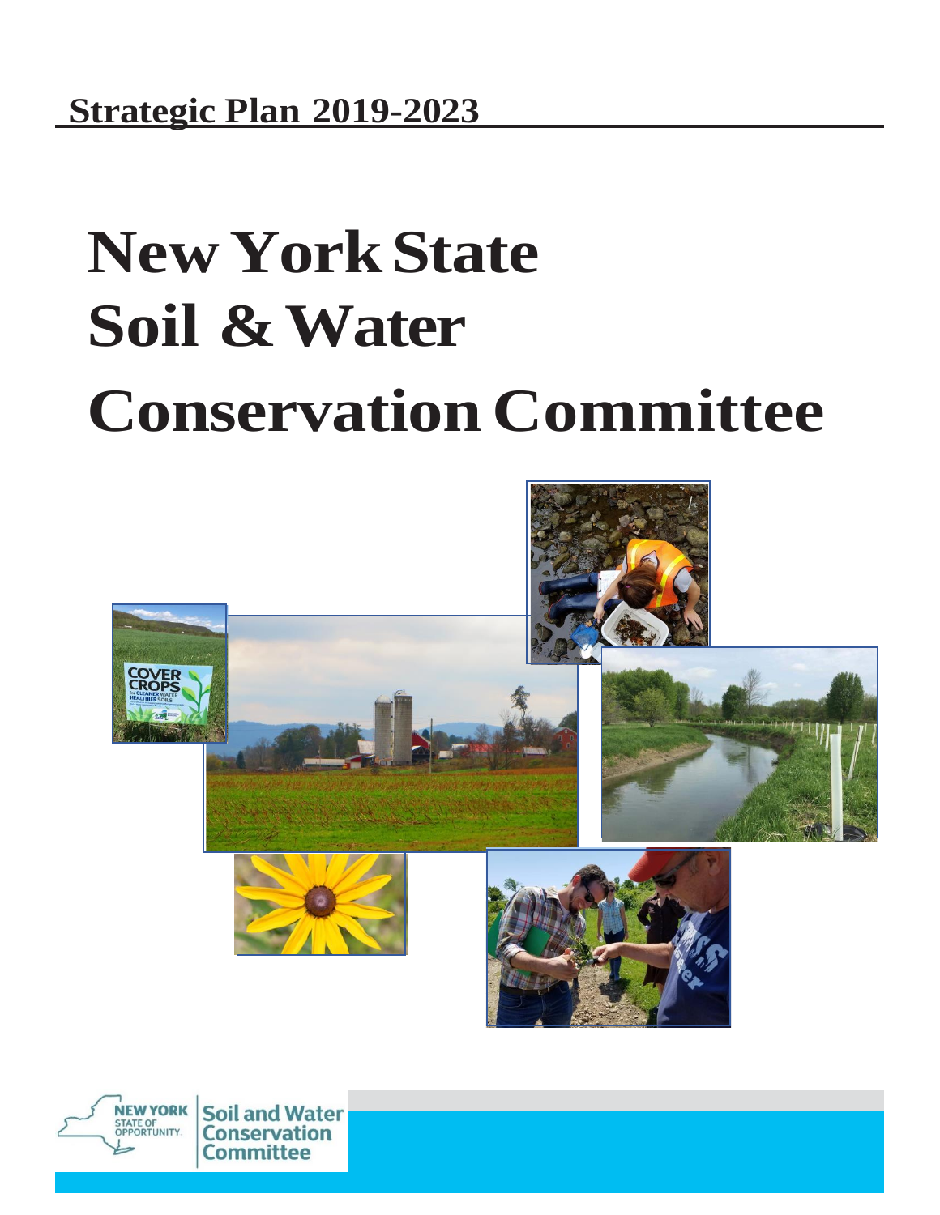**Strategic Plan 2019-2023**

# New York State Soil & Water Conservation Committee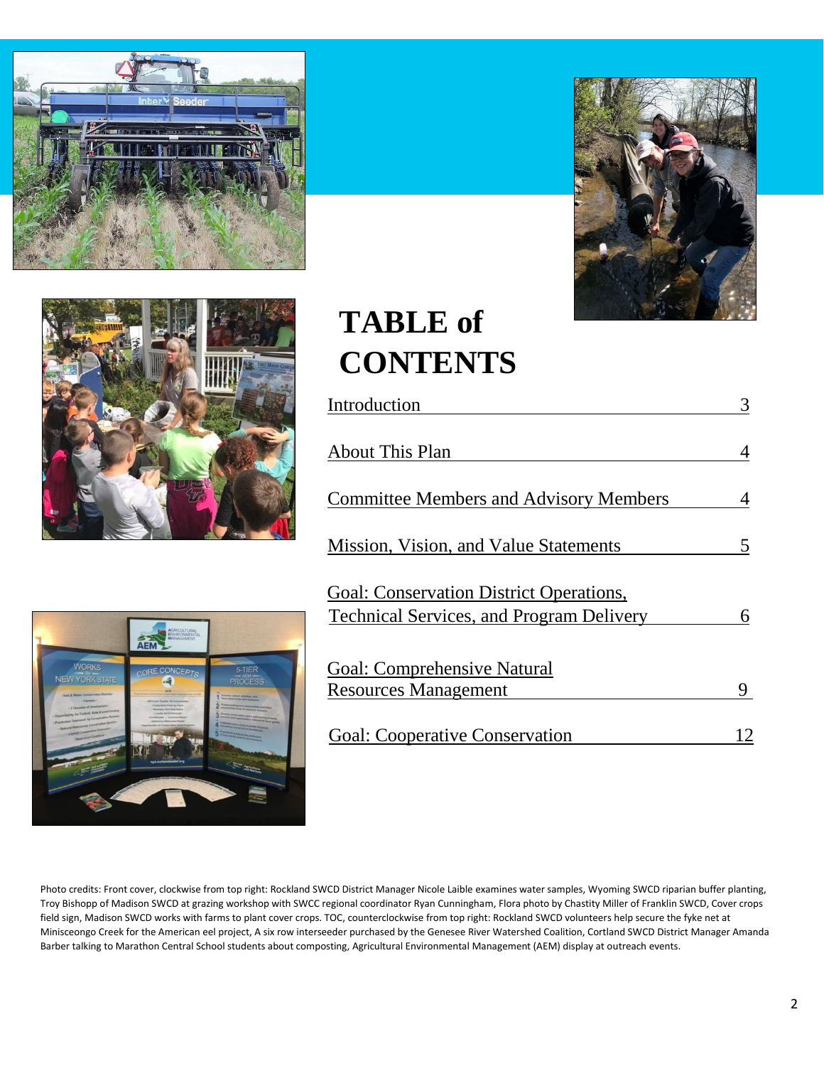# TABLE of CONTENTS

| | |
|---|---|
| Introduction | 3 |
| About This Plan | 4 |
| Committee Members and Advisory Members | 4 |
| Mission, Vision, and Value Statements | 5 |
| Goal: Conservation District Operations, Technical Services, and Program Delivery | 6 |
| Goal: Comprehensive Natural Resources Management | 9 |
| Goal: Cooperative Conservation | 12 |

Photo credits: Front cover, clockwise from top right: Rockland SWCD District Manager Nicole Laible examines water samples, Wyoming SWCD riparian buffer planting, Troy Bishopp of Madison SWCD at grazing workshop with SWCC regional coordinator Ryan Cunningham, Flora photo by Chastity Miller of Franklin SWCD, Cover crops field sign, Madison SWCD works with farms to plant cover crops. TOC, counterclockwise from top right: Rockland SWCD volunteers help secure the fyke net at Minisceongo Creek for the American eel project, A six row interseeder purchased by the Genesee River Watershed Coalition, Cortland SWCD District Manager Amanda Barber talking to Marathon Central School students about composting, Agricultural Environmental Management (AEM) display at outreach events.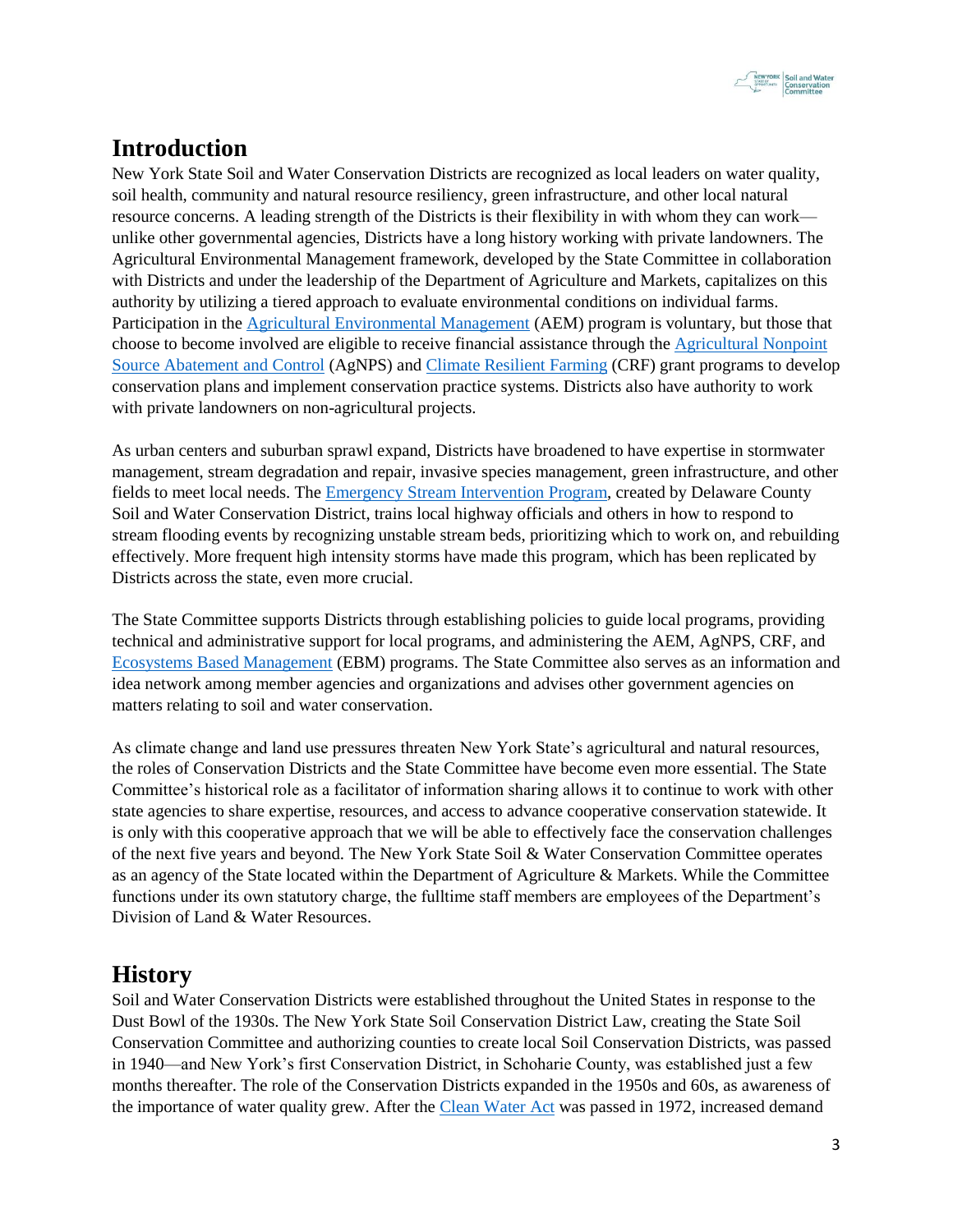## Introduction

New York State Soil and Water Conservation Districts are recognized as local leaders on water quality, soil health, community and natural resource resiliency, green infrastructure, and other local natural resource concerns. A leading strength of the Districts is their flexibility in with whom they can work—unlike other governmental agencies, Districts have a long history working with private landowners. The Agricultural Environmental Management framework, developed by the State Committee in collaboration with Districts and under the leadership of the Department of Agriculture and Markets, capitalizes on this authority by utilizing a tiered approach to evaluate environmental conditions on individual farms. Participation in the Agricultural Environmental Management (AEM) program is voluntary, but those that choose to become involved are eligible to receive financial assistance through the Agricultural Nonpoint Source Abatement and Control (AgNPS) and Climate Resilient Farming (CRF) grant programs to develop conservation plans and implement conservation practice systems. Districts also have authority to work with private landowners on non-agricultural projects.

As urban centers and suburban sprawl expand, Districts have broadened to have expertise in stormwater management, stream degradation and repair, invasive species management, green infrastructure, and other fields to meet local needs. The Emergency Stream Intervention Program, created by Delaware County Soil and Water Conservation District, trains local highway officials and others in how to respond to stream flooding events by recognizing unstable stream beds, prioritizing which to work on, and rebuilding effectively. More frequent high intensity storms have made this program, which has been replicated by Districts across the state, even more crucial.

The State Committee supports Districts through establishing policies to guide local programs, providing technical and administrative support for local programs, and administering the AEM, AgNPS, CRF, and Ecosystems Based Management (EBM) programs. The State Committee also serves as an information and idea network among member agencies and organizations and advises other government agencies on matters relating to soil and water conservation.

As climate change and land use pressures threaten New York State's agricultural and natural resources, the roles of Conservation Districts and the State Committee have become even more essential. The State Committee's historical role as a facilitator of information sharing allows it to continue to work with other state agencies to share expertise, resources, and access to advance cooperative conservation statewide. It is only with this cooperative approach that we will be able to effectively face the conservation challenges of the next five years and beyond. The New York State Soil & Water Conservation Committee operates as an agency of the State located within the Department of Agriculture & Markets. While the Committee functions under its own statutory charge, the fulltime staff members are employees of the Department's Division of Land & Water Resources.

## History

Soil and Water Conservation Districts were established throughout the United States in response to the Dust Bowl of the 1930s. The New York State Soil Conservation District Law, creating the State Soil Conservation Committee and authorizing counties to create local Soil Conservation Districts, was passed in 1940—and New York's first Conservation District, in Schoharie County, was established just a few months thereafter. The role of the Conservation Districts expanded in the 1950s and 60s, as awareness of the importance of water quality grew. After the Clean Water Act was passed in 1972, increased demand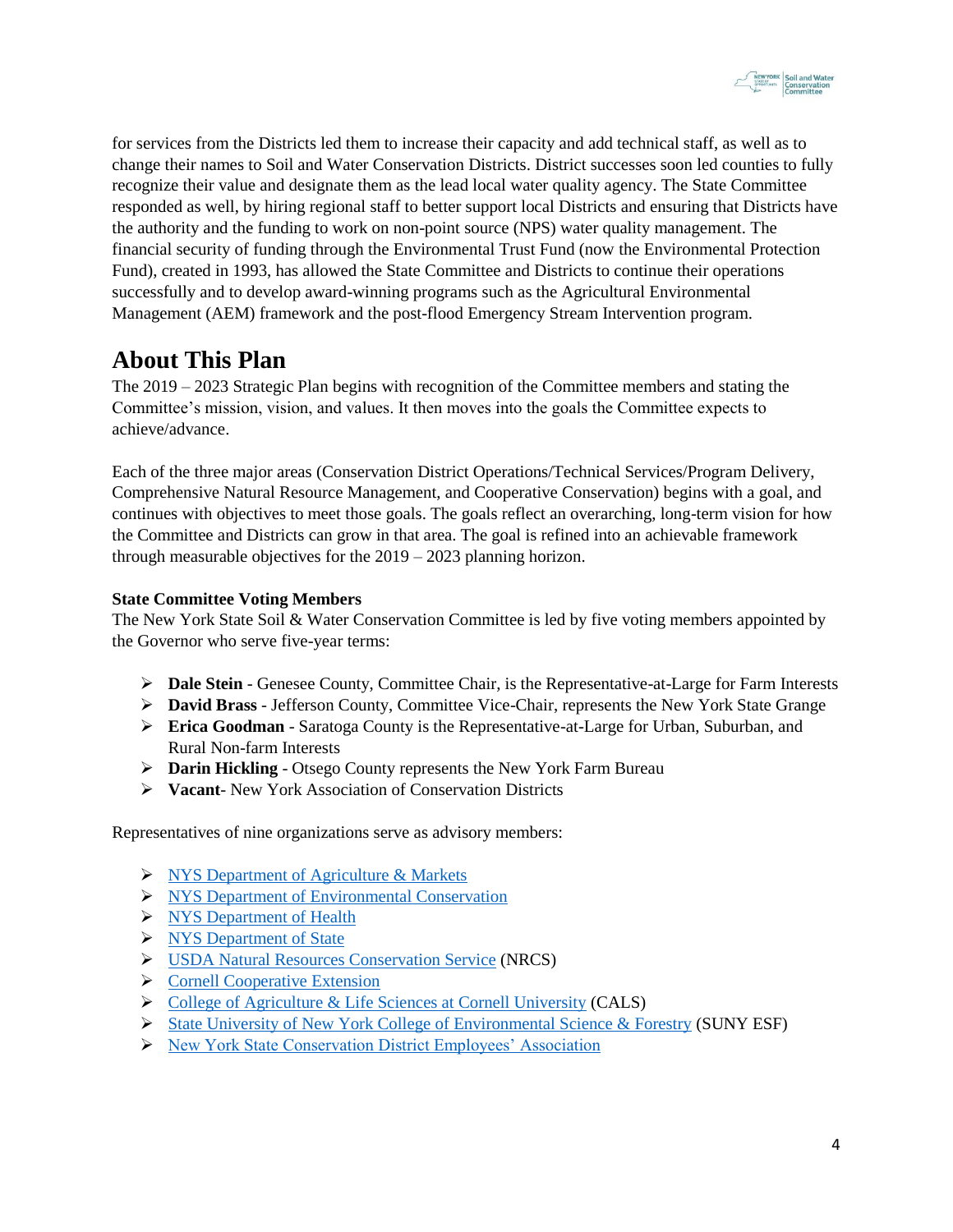for services from the Districts led them to increase their capacity and add technical staff, as well as to change their names to Soil and Water Conservation Districts. District successes soon led counties to fully recognize their value and designate them as the lead local water quality agency. The State Committee responded as well, by hiring regional staff to better support local Districts and ensuring that Districts have the authority and the funding to work on non-point source (NPS) water quality management. The financial security of funding through the Environmental Trust Fund (now the Environmental Protection Fund), created in 1993, has allowed the State Committee and Districts to continue their operations successfully and to develop award-winning programs such as the Agricultural Environmental Management (AEM) framework and the post-flood Emergency Stream Intervention program.

# About This Plan

The 2019 – 2023 Strategic Plan begins with recognition of the Committee members and stating the Committee's mission, vision, and values. It then moves into the goals the Committee expects to achieve/advance.

Each of the three major areas (Conservation District Operations/Technical Services/Program Delivery, Comprehensive Natural Resource Management, and Cooperative Conservation) begins with a goal, and continues with objectives to meet those goals. The goals reflect an overarching, long-term vision for how the Committee and Districts can grow in that area. The goal is refined into an achievable framework through measurable objectives for the 2019 – 2023 planning horizon.

**State Committee Voting Members**

The New York State Soil & Water Conservation Committee is led by five voting members appointed by the Governor who serve five-year terms:

- **Dale Stein** - Genesee County, Committee Chair, is the Representative-at-Large for Farm Interests
- **David Brass** - Jefferson County, Committee Vice-Chair, represents the New York State Grange
- **Erica Goodman** - Saratoga County is the Representative-at-Large for Urban, Suburban, and Rural Non-farm Interests
- **Darin Hickling** - Otsego County represents the New York Farm Bureau
- **Vacant**- New York Association of Conservation Districts

Representatives of nine organizations serve as advisory members:

- NYS Department of Agriculture & Markets
- NYS Department of Environmental Conservation
- NYS Department of Health
- NYS Department of State
- USDA Natural Resources Conservation Service (NRCS)
- Cornell Cooperative Extension
- College of Agriculture & Life Sciences at Cornell University (CALS)
- State University of New York College of Environmental Science & Forestry (SUNY ESF)
- New York State Conservation District Employees' Association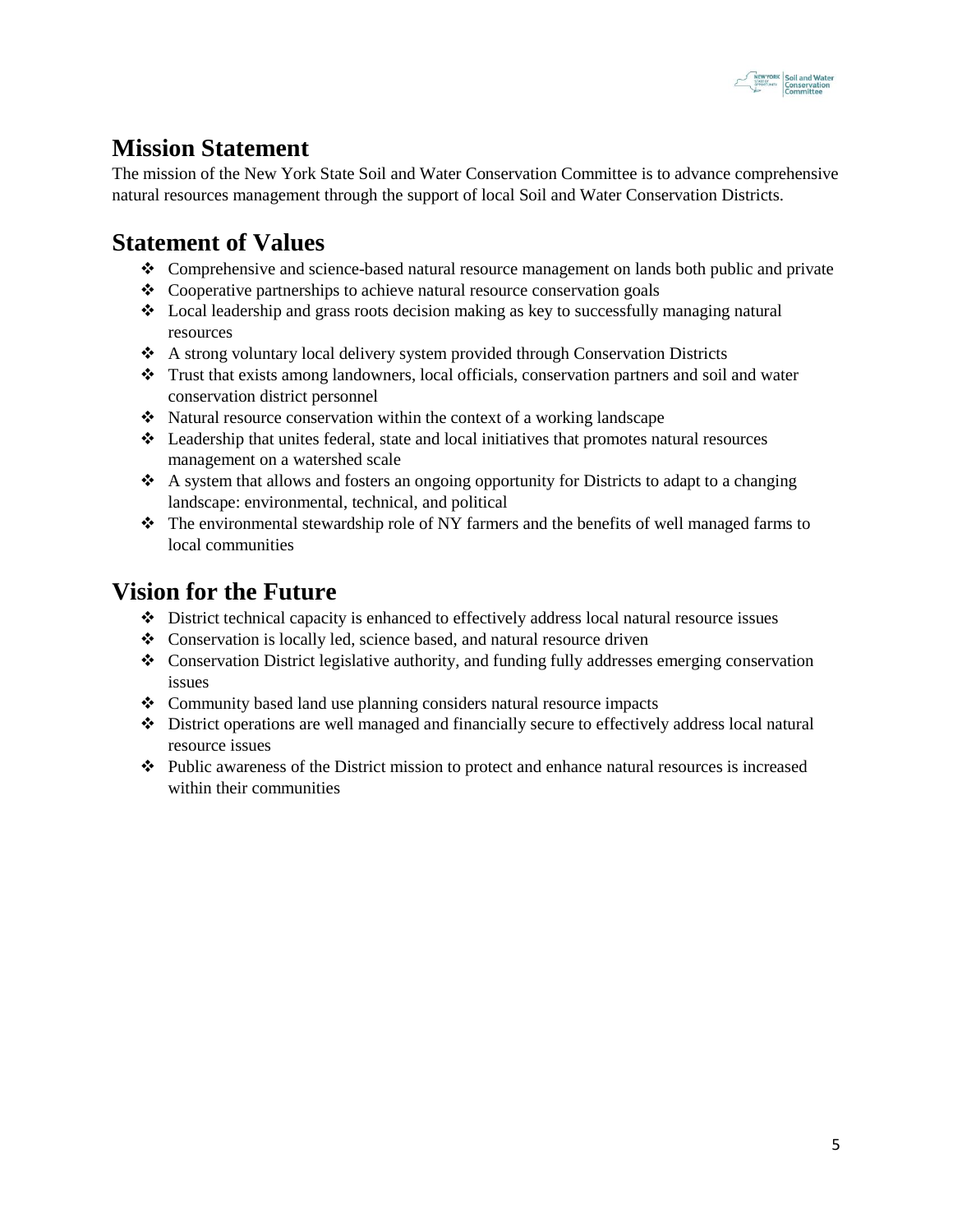## Mission Statement

The mission of the New York State Soil and Water Conservation Committee is to advance comprehensive natural resources management through the support of local Soil and Water Conservation Districts.

## Statement of Values

- Comprehensive and science-based natural resource management on lands both public and private
- Cooperative partnerships to achieve natural resource conservation goals
- Local leadership and grass roots decision making as key to successfully managing natural resources
- A strong voluntary local delivery system provided through Conservation Districts
- Trust that exists among landowners, local officials, conservation partners and soil and water conservation district personnel
- Natural resource conservation within the context of a working landscape
- Leadership that unites federal, state and local initiatives that promotes natural resources management on a watershed scale
- A system that allows and fosters an ongoing opportunity for Districts to adapt to a changing landscape: environmental, technical, and political
- The environmental stewardship role of NY farmers and the benefits of well managed farms to local communities

## Vision for the Future

- District technical capacity is enhanced to effectively address local natural resource issues
- Conservation is locally led, science based, and natural resource driven
- Conservation District legislative authority, and funding fully addresses emerging conservation issues
- Community based land use planning considers natural resource impacts
- District operations are well managed and financially secure to effectively address local natural resource issues
- Public awareness of the District mission to protect and enhance natural resources is increased within their communities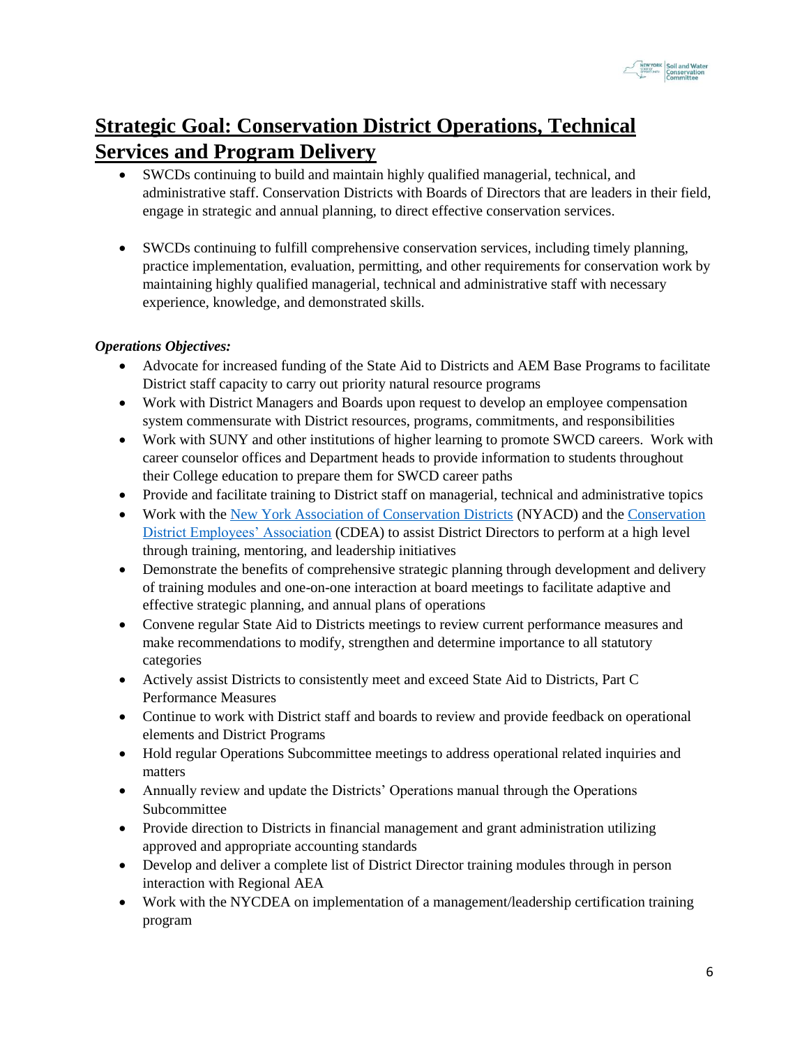## Strategic Goal: Conservation District Operations, Technical Services and Program Delivery

- SWCDs continuing to build and maintain highly qualified managerial, technical, and administrative staff. Conservation Districts with Boards of Directors that are leaders in their field, engage in strategic and annual planning, to direct effective conservation services.

- SWCDs continuing to fulfill comprehensive conservation services, including timely planning, practice implementation, evaluation, permitting, and other requirements for conservation work by maintaining highly qualified managerial, technical and administrative staff with necessary experience, knowledge, and demonstrated skills.

***Operations Objectives:***

- Advocate for increased funding of the State Aid to Districts and AEM Base Programs to facilitate District staff capacity to carry out priority natural resource programs
- Work with District Managers and Boards upon request to develop an employee compensation system commensurate with District resources, programs, commitments, and responsibilities
- Work with SUNY and other institutions of higher learning to promote SWCD careers. Work with career counselor offices and Department heads to provide information to students throughout their College education to prepare them for SWCD career paths
- Provide and facilitate training to District staff on managerial, technical and administrative topics
- Work with the New York Association of Conservation Districts (NYACD) and the Conservation District Employees' Association (CDEA) to assist District Directors to perform at a high level through training, mentoring, and leadership initiatives
- Demonstrate the benefits of comprehensive strategic planning through development and delivery of training modules and one-on-one interaction at board meetings to facilitate adaptive and effective strategic planning, and annual plans of operations
- Convene regular State Aid to Districts meetings to review current performance measures and make recommendations to modify, strengthen and determine importance to all statutory categories
- Actively assist Districts to consistently meet and exceed State Aid to Districts, Part C Performance Measures
- Continue to work with District staff and boards to review and provide feedback on operational elements and District Programs
- Hold regular Operations Subcommittee meetings to address operational related inquiries and matters
- Annually review and update the Districts' Operations manual through the Operations Subcommittee
- Provide direction to Districts in financial management and grant administration utilizing approved and appropriate accounting standards
- Develop and deliver a complete list of District Director training modules through in person interaction with Regional AEA
- Work with the NYCDEA on implementation of a management/leadership certification training program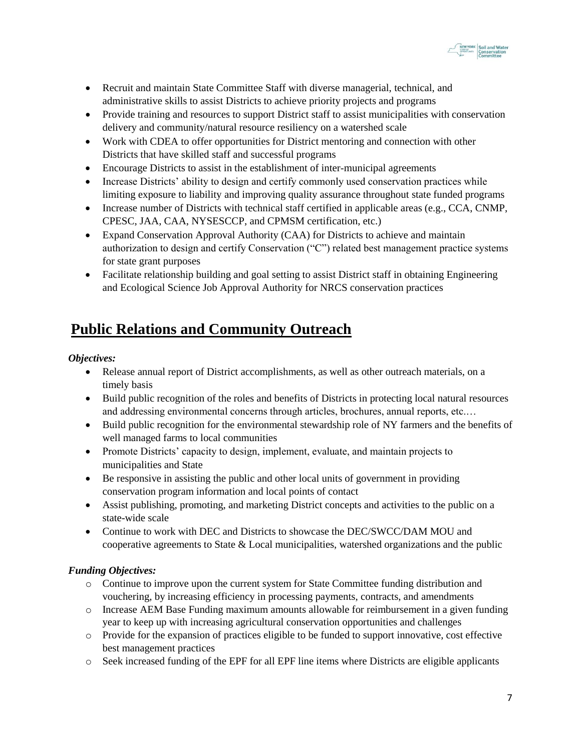- Recruit and maintain State Committee Staff with diverse managerial, technical, and administrative skills to assist Districts to achieve priority projects and programs
- Provide training and resources to support District staff to assist municipalities with conservation delivery and community/natural resource resiliency on a watershed scale
- Work with CDEA to offer opportunities for District mentoring and connection with other Districts that have skilled staff and successful programs
- Encourage Districts to assist in the establishment of inter-municipal agreements
- Increase Districts' ability to design and certify commonly used conservation practices while limiting exposure to liability and improving quality assurance throughout state funded programs
- Increase number of Districts with technical staff certified in applicable areas (e.g., CCA, CNMP, CPESC, JAA, CAA, NYSESCCP, and CPMSM certification, etc.)
- Expand Conservation Approval Authority (CAA) for Districts to achieve and maintain authorization to design and certify Conservation ("C") related best management practice systems for state grant purposes
- Facilitate relationship building and goal setting to assist District staff in obtaining Engineering and Ecological Science Job Approval Authority for NRCS conservation practices

## Public Relations and Community Outreach

***Objectives:***

- Release annual report of District accomplishments, as well as other outreach materials, on a timely basis
- Build public recognition of the roles and benefits of Districts in protecting local natural resources and addressing environmental concerns through articles, brochures, annual reports, etc.…
- Build public recognition for the environmental stewardship role of NY farmers and the benefits of well managed farms to local communities
- Promote Districts' capacity to design, implement, evaluate, and maintain projects to municipalities and State
- Be responsive in assisting the public and other local units of government in providing conservation program information and local points of contact
- Assist publishing, promoting, and marketing District concepts and activities to the public on a state-wide scale
- Continue to work with DEC and Districts to showcase the DEC/SWCC/DAM MOU and cooperative agreements to State & Local municipalities, watershed organizations and the public

***Funding Objectives:***

- Continue to improve upon the current system for State Committee funding distribution and vouchering, by increasing efficiency in processing payments, contracts, and amendments
- Increase AEM Base Funding maximum amounts allowable for reimbursement in a given funding year to keep up with increasing agricultural conservation opportunities and challenges
- Provide for the expansion of practices eligible to be funded to support innovative, cost effective best management practices
- Seek increased funding of the EPF for all EPF line items where Districts are eligible applicants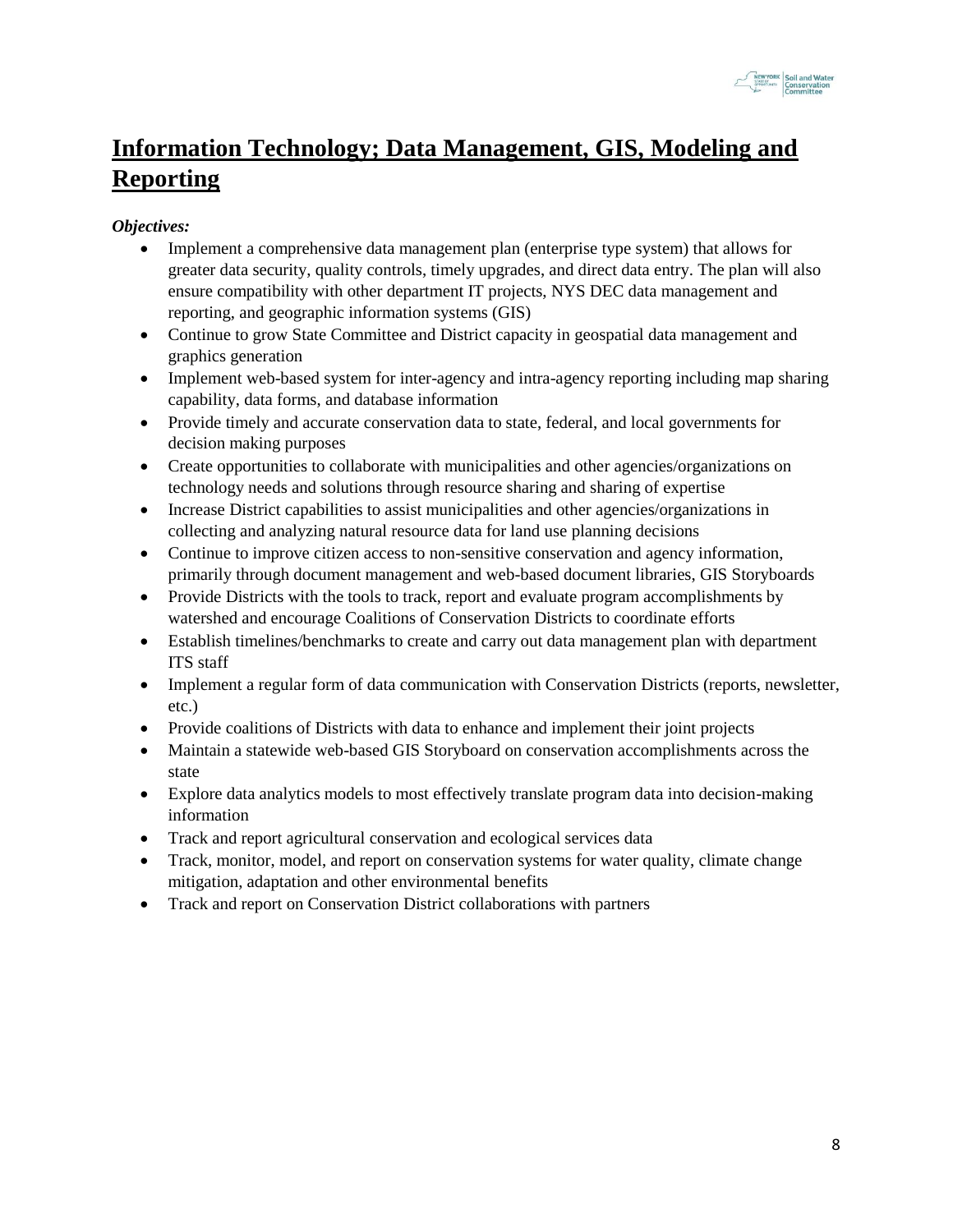# Information Technology; Data Management, GIS, Modeling and Reporting

***Objectives:***

- Implement a comprehensive data management plan (enterprise type system) that allows for greater data security, quality controls, timely upgrades, and direct data entry. The plan will also ensure compatibility with other department IT projects, NYS DEC data management and reporting, and geographic information systems (GIS)
- Continue to grow State Committee and District capacity in geospatial data management and graphics generation
- Implement web-based system for inter-agency and intra-agency reporting including map sharing capability, data forms, and database information
- Provide timely and accurate conservation data to state, federal, and local governments for decision making purposes
- Create opportunities to collaborate with municipalities and other agencies/organizations on technology needs and solutions through resource sharing and sharing of expertise
- Increase District capabilities to assist municipalities and other agencies/organizations in collecting and analyzing natural resource data for land use planning decisions
- Continue to improve citizen access to non-sensitive conservation and agency information, primarily through document management and web-based document libraries, GIS Storyboards
- Provide Districts with the tools to track, report and evaluate program accomplishments by watershed and encourage Coalitions of Conservation Districts to coordinate efforts
- Establish timelines/benchmarks to create and carry out data management plan with department ITS staff
- Implement a regular form of data communication with Conservation Districts (reports, newsletter, etc.)
- Provide coalitions of Districts with data to enhance and implement their joint projects
- Maintain a statewide web-based GIS Storyboard on conservation accomplishments across the state
- Explore data analytics models to most effectively translate program data into decision-making information
- Track and report agricultural conservation and ecological services data
- Track, monitor, model, and report on conservation systems for water quality, climate change mitigation, adaptation and other environmental benefits
- Track and report on Conservation District collaborations with partners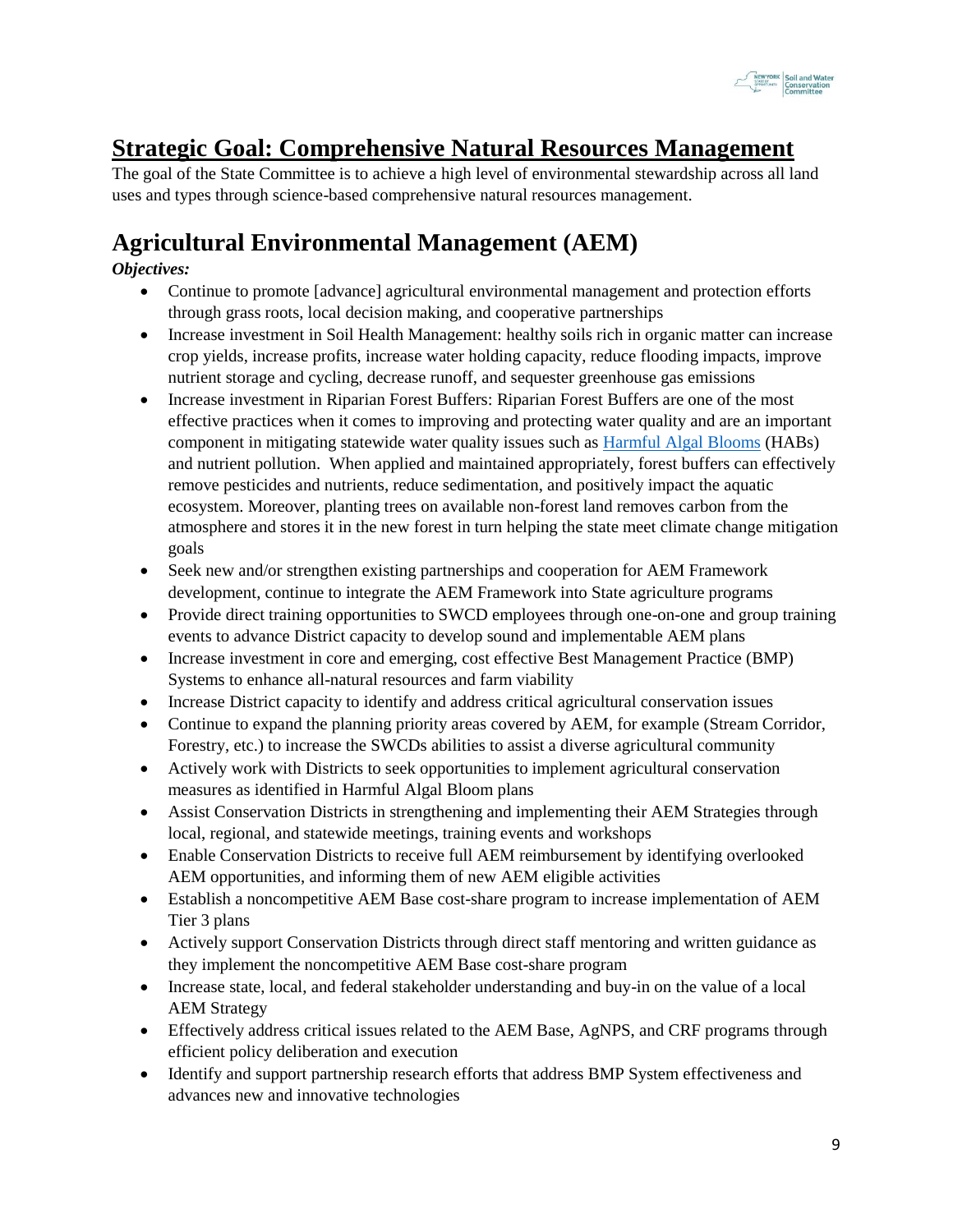# Strategic Goal: Comprehensive Natural Resources Management

The goal of the State Committee is to achieve a high level of environmental stewardship across all land uses and types through science-based comprehensive natural resources management.

## Agricultural Environmental Management (AEM)

***Objectives:***

- Continue to promote [advance] agricultural environmental management and protection efforts through grass roots, local decision making, and cooperative partnerships
- Increase investment in Soil Health Management: healthy soils rich in organic matter can increase crop yields, increase profits, increase water holding capacity, reduce flooding impacts, improve nutrient storage and cycling, decrease runoff, and sequester greenhouse gas emissions
- Increase investment in Riparian Forest Buffers: Riparian Forest Buffers are one of the most effective practices when it comes to improving and protecting water quality and are an important component in mitigating statewide water quality issues such as Harmful Algal Blooms (HABs) and nutrient pollution. When applied and maintained appropriately, forest buffers can effectively remove pesticides and nutrients, reduce sedimentation, and positively impact the aquatic ecosystem. Moreover, planting trees on available non-forest land removes carbon from the atmosphere and stores it in the new forest in turn helping the state meet climate change mitigation goals
- Seek new and/or strengthen existing partnerships and cooperation for AEM Framework development, continue to integrate the AEM Framework into State agriculture programs
- Provide direct training opportunities to SWCD employees through one-on-one and group training events to advance District capacity to develop sound and implementable AEM plans
- Increase investment in core and emerging, cost effective Best Management Practice (BMP) Systems to enhance all-natural resources and farm viability
- Increase District capacity to identify and address critical agricultural conservation issues
- Continue to expand the planning priority areas covered by AEM, for example (Stream Corridor, Forestry, etc.) to increase the SWCDs abilities to assist a diverse agricultural community
- Actively work with Districts to seek opportunities to implement agricultural conservation measures as identified in Harmful Algal Bloom plans
- Assist Conservation Districts in strengthening and implementing their AEM Strategies through local, regional, and statewide meetings, training events and workshops
- Enable Conservation Districts to receive full AEM reimbursement by identifying overlooked AEM opportunities, and informing them of new AEM eligible activities
- Establish a noncompetitive AEM Base cost-share program to increase implementation of AEM Tier 3 plans
- Actively support Conservation Districts through direct staff mentoring and written guidance as they implement the noncompetitive AEM Base cost-share program
- Increase state, local, and federal stakeholder understanding and buy-in on the value of a local AEM Strategy
- Effectively address critical issues related to the AEM Base, AgNPS, and CRF programs through efficient policy deliberation and execution
- Identify and support partnership research efforts that address BMP System effectiveness and advances new and innovative technologies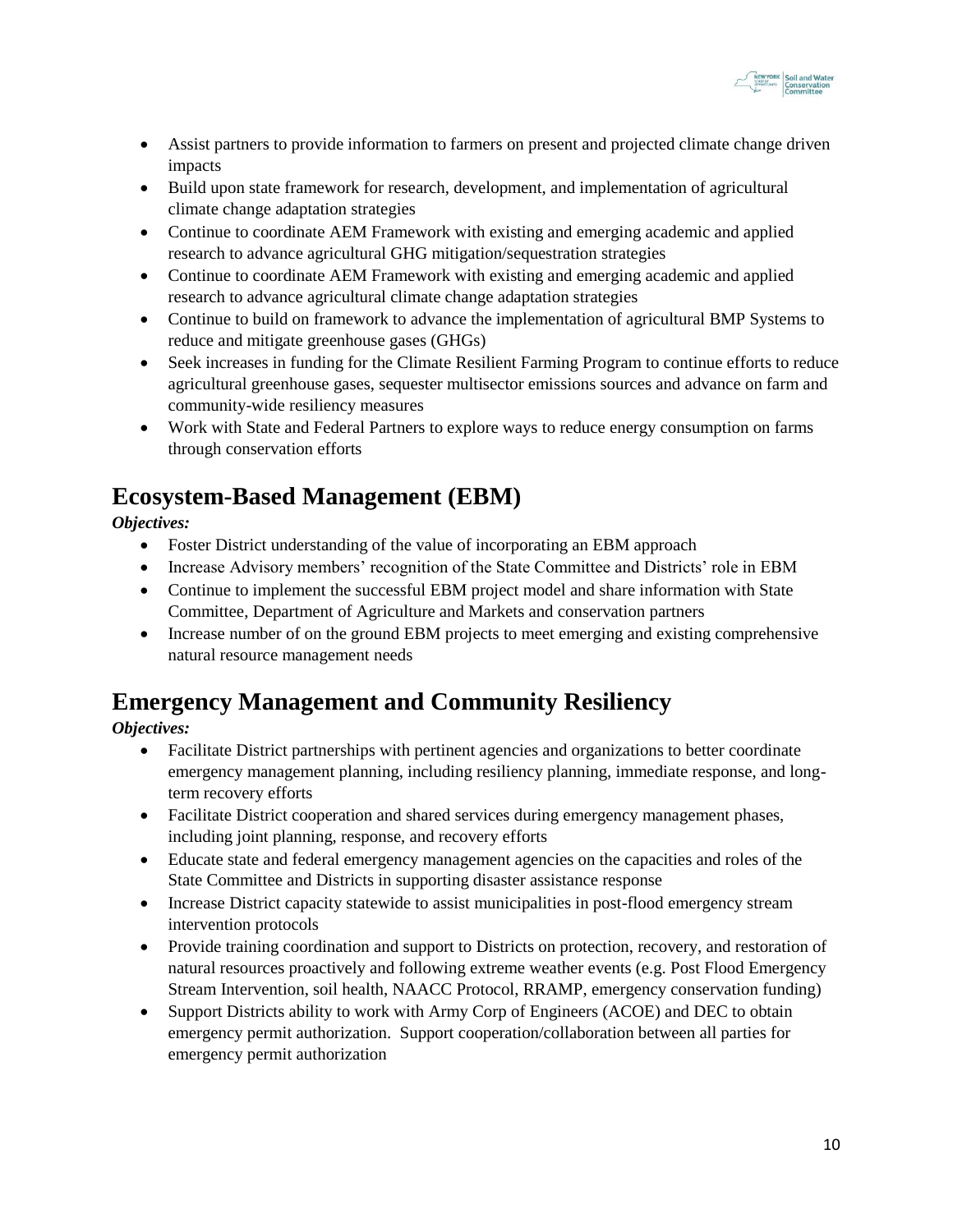- Assist partners to provide information to farmers on present and projected climate change driven impacts
- Build upon state framework for research, development, and implementation of agricultural climate change adaptation strategies
- Continue to coordinate AEM Framework with existing and emerging academic and applied research to advance agricultural GHG mitigation/sequestration strategies
- Continue to coordinate AEM Framework with existing and emerging academic and applied research to advance agricultural climate change adaptation strategies
- Continue to build on framework to advance the implementation of agricultural BMP Systems to reduce and mitigate greenhouse gases (GHGs)
- Seek increases in funding for the Climate Resilient Farming Program to continue efforts to reduce agricultural greenhouse gases, sequester multisector emissions sources and advance on farm and community-wide resiliency measures
- Work with State and Federal Partners to explore ways to reduce energy consumption on farms through conservation efforts

## Ecosystem-Based Management (EBM)

***Objectives:***

- Foster District understanding of the value of incorporating an EBM approach
- Increase Advisory members' recognition of the State Committee and Districts' role in EBM
- Continue to implement the successful EBM project model and share information with State Committee, Department of Agriculture and Markets and conservation partners
- Increase number of on the ground EBM projects to meet emerging and existing comprehensive natural resource management needs

## Emergency Management and Community Resiliency

***Objectives:***

- Facilitate District partnerships with pertinent agencies and organizations to better coordinate emergency management planning, including resiliency planning, immediate response, and long-term recovery efforts
- Facilitate District cooperation and shared services during emergency management phases, including joint planning, response, and recovery efforts
- Educate state and federal emergency management agencies on the capacities and roles of the State Committee and Districts in supporting disaster assistance response
- Increase District capacity statewide to assist municipalities in post-flood emergency stream intervention protocols
- Provide training coordination and support to Districts on protection, recovery, and restoration of natural resources proactively and following extreme weather events (e.g. Post Flood Emergency Stream Intervention, soil health, NAACC Protocol, RRAMP, emergency conservation funding)
- Support Districts ability to work with Army Corp of Engineers (ACOE) and DEC to obtain emergency permit authorization. Support cooperation/collaboration between all parties for emergency permit authorization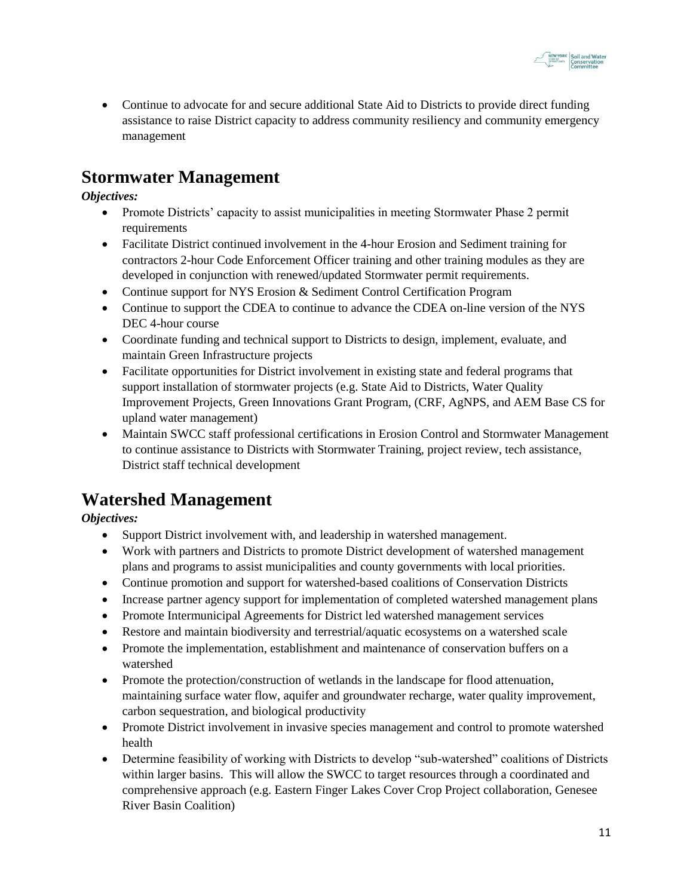- Continue to advocate for and secure additional State Aid to Districts to provide direct funding assistance to raise District capacity to address community resiliency and community emergency management

## Stormwater Management

***Objectives:***

- Promote Districts' capacity to assist municipalities in meeting Stormwater Phase 2 permit requirements
- Facilitate District continued involvement in the 4-hour Erosion and Sediment training for contractors 2-hour Code Enforcement Officer training and other training modules as they are developed in conjunction with renewed/updated Stormwater permit requirements.
- Continue support for NYS Erosion & Sediment Control Certification Program
- Continue to support the CDEA to continue to advance the CDEA on-line version of the NYS DEC 4-hour course
- Coordinate funding and technical support to Districts to design, implement, evaluate, and maintain Green Infrastructure projects
- Facilitate opportunities for District involvement in existing state and federal programs that support installation of stormwater projects (e.g. State Aid to Districts, Water Quality Improvement Projects, Green Innovations Grant Program, (CRF, AgNPS, and AEM Base CS for upland water management)
- Maintain SWCC staff professional certifications in Erosion Control and Stormwater Management to continue assistance to Districts with Stormwater Training, project review, tech assistance, District staff technical development

## Watershed Management

***Objectives:***

- Support District involvement with, and leadership in watershed management.
- Work with partners and Districts to promote District development of watershed management plans and programs to assist municipalities and county governments with local priorities.
- Continue promotion and support for watershed-based coalitions of Conservation Districts
- Increase partner agency support for implementation of completed watershed management plans
- Promote Intermunicipal Agreements for District led watershed management services
- Restore and maintain biodiversity and terrestrial/aquatic ecosystems on a watershed scale
- Promote the implementation, establishment and maintenance of conservation buffers on a watershed
- Promote the protection/construction of wetlands in the landscape for flood attenuation, maintaining surface water flow, aquifer and groundwater recharge, water quality improvement, carbon sequestration, and biological productivity
- Promote District involvement in invasive species management and control to promote watershed health
- Determine feasibility of working with Districts to develop "sub-watershed" coalitions of Districts within larger basins. This will allow the SWCC to target resources through a coordinated and comprehensive approach (e.g. Eastern Finger Lakes Cover Crop Project collaboration, Genesee River Basin Coalition)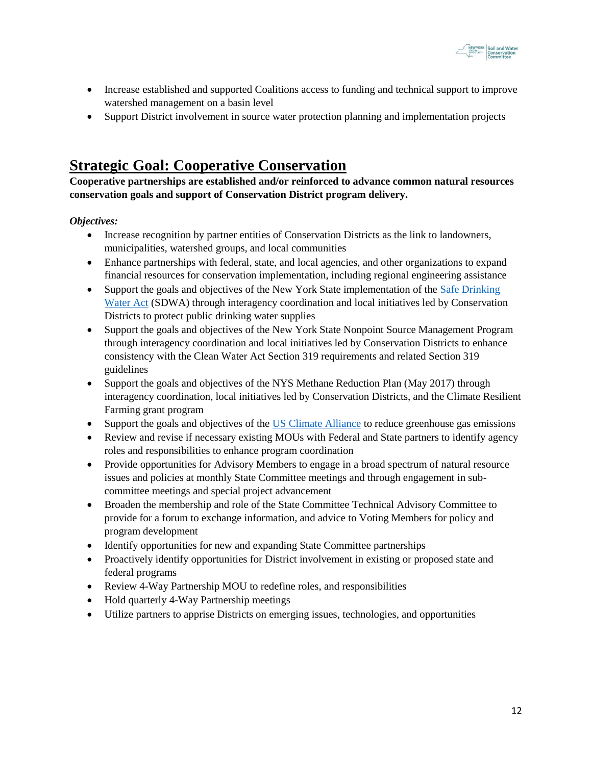- Increase established and supported Coalitions access to funding and technical support to improve watershed management on a basin level
- Support District involvement in source water protection planning and implementation projects

## Strategic Goal: Cooperative Conservation

**Cooperative partnerships are established and/or reinforced to advance common natural resources conservation goals and support of Conservation District program delivery.**

***Objectives:***

- Increase recognition by partner entities of Conservation Districts as the link to landowners, municipalities, watershed groups, and local communities
- Enhance partnerships with federal, state, and local agencies, and other organizations to expand financial resources for conservation implementation, including regional engineering assistance
- Support the goals and objectives of the New York State implementation of the Safe Drinking Water Act (SDWA) through interagency coordination and local initiatives led by Conservation Districts to protect public drinking water supplies
- Support the goals and objectives of the New York State Nonpoint Source Management Program through interagency coordination and local initiatives led by Conservation Districts to enhance consistency with the Clean Water Act Section 319 requirements and related Section 319 guidelines
- Support the goals and objectives of the NYS Methane Reduction Plan (May 2017) through interagency coordination, local initiatives led by Conservation Districts, and the Climate Resilient Farming grant program
- Support the goals and objectives of the US Climate Alliance to reduce greenhouse gas emissions
- Review and revise if necessary existing MOUs with Federal and State partners to identify agency roles and responsibilities to enhance program coordination
- Provide opportunities for Advisory Members to engage in a broad spectrum of natural resource issues and policies at monthly State Committee meetings and through engagement in sub-committee meetings and special project advancement
- Broaden the membership and role of the State Committee Technical Advisory Committee to provide for a forum to exchange information, and advice to Voting Members for policy and program development
- Identify opportunities for new and expanding State Committee partnerships
- Proactively identify opportunities for District involvement in existing or proposed state and federal programs
- Review 4-Way Partnership MOU to redefine roles, and responsibilities
- Hold quarterly 4-Way Partnership meetings
- Utilize partners to apprise Districts on emerging issues, technologies, and opportunities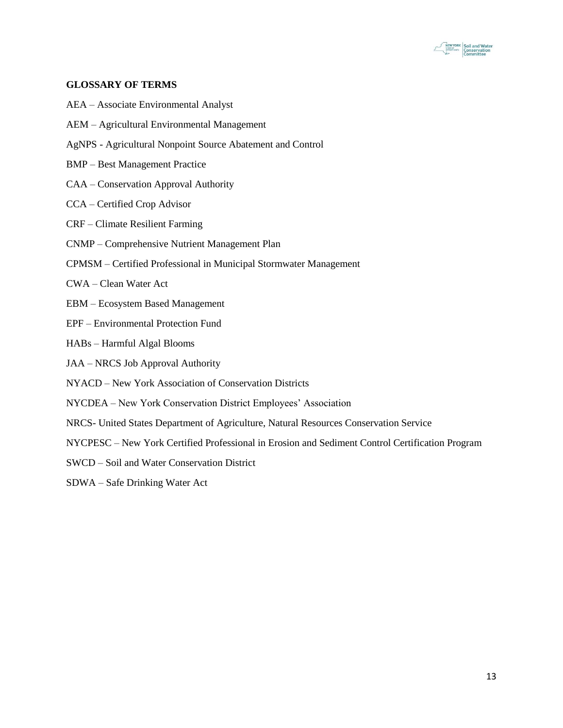**GLOSSARY OF TERMS**

AEA – Associate Environmental Analyst

AEM – Agricultural Environmental Management

AgNPS - Agricultural Nonpoint Source Abatement and Control

BMP – Best Management Practice

CAA – Conservation Approval Authority

CCA – Certified Crop Advisor

CRF – Climate Resilient Farming

CNMP – Comprehensive Nutrient Management Plan

CPMSM – Certified Professional in Municipal Stormwater Management

CWA – Clean Water Act

EBM – Ecosystem Based Management

EPF – Environmental Protection Fund

HABs – Harmful Algal Blooms

JAA – NRCS Job Approval Authority

NYACD – New York Association of Conservation Districts

NYCDEA – New York Conservation District Employees' Association

NRCS- United States Department of Agriculture, Natural Resources Conservation Service

NYCPESC – New York Certified Professional in Erosion and Sediment Control Certification Program

SWCD – Soil and Water Conservation District

SDWA – Safe Drinking Water Act